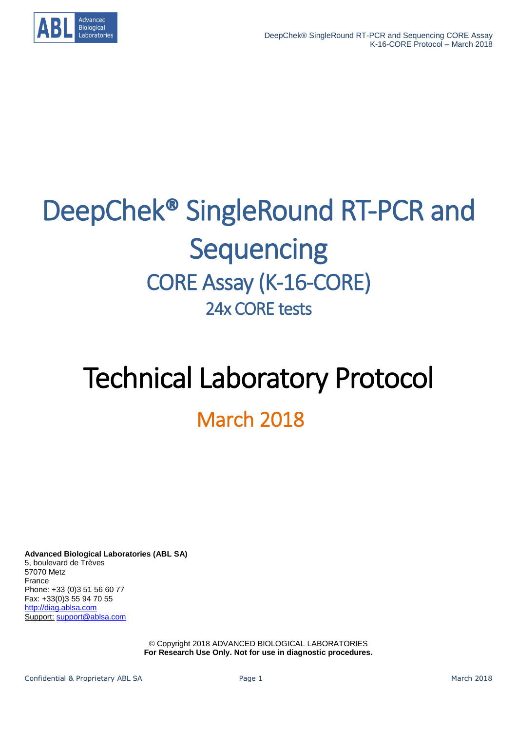# DeepChek® SingleRound RT-PCR and Sequencing

## CORE Assay (K-16-CORE)

### 24x CORE tests

# Technical Laboratory Protocol

## March 2018

**Advanced Biological Laboratories (ABL SA)**
5, boulevard de Trèves
57070 Metz
France
Phone: +33 (0)3 51 56 60 77
Fax: +33(0)3 55 94 70 55
http://diag.ablsa.com
Support: support@ablsa.com

© Copyright 2018 ADVANCED BIOLOGICAL LABORATORIES
**For Research Use Only. Not for use in diagnostic procedures.**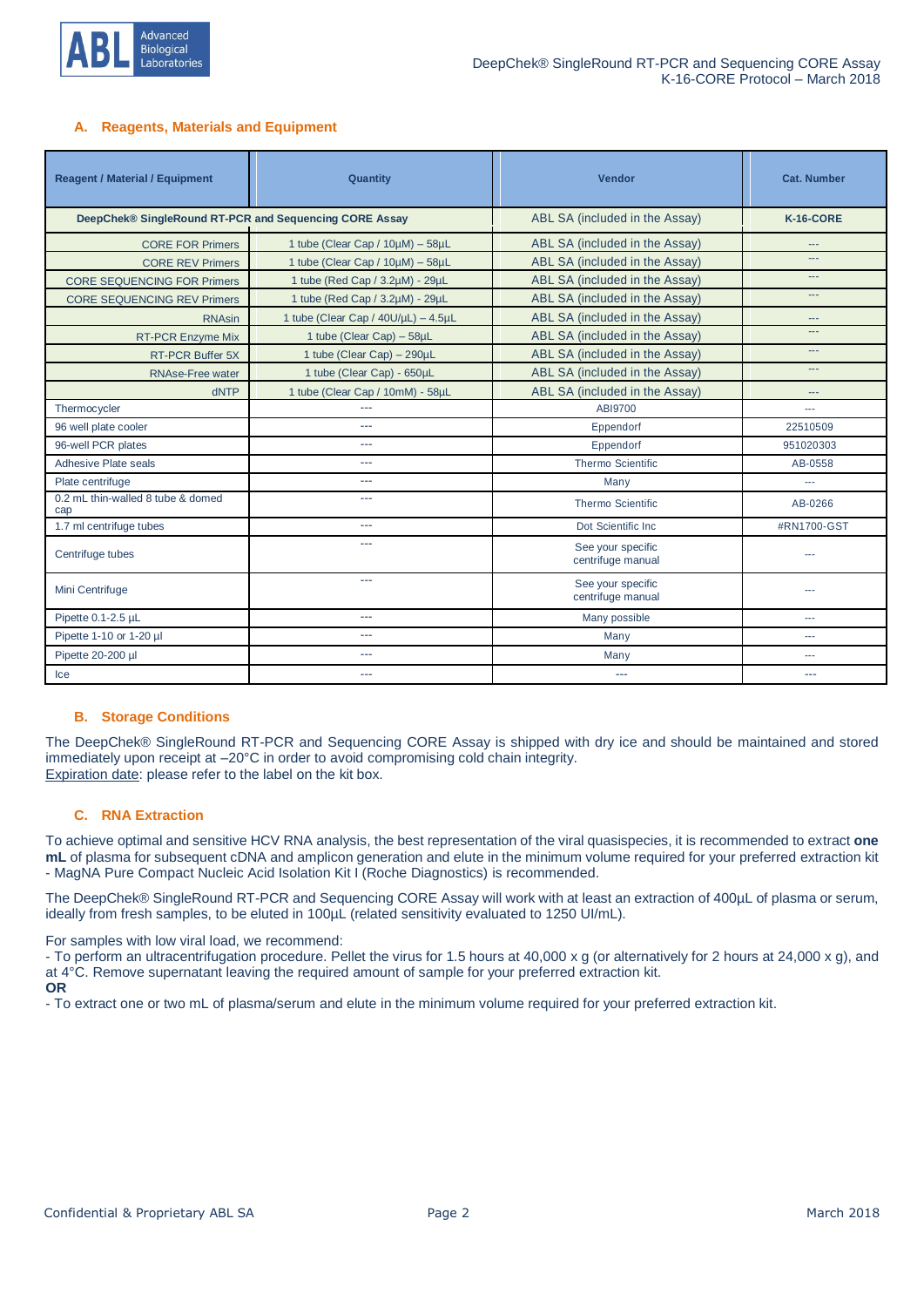## A. Reagents, Materials and Equipment

| Reagent / Material / Equipment | Quantity | Vendor | Cat. Number |
|---|---|---|---|
| **DeepChek® SingleRound RT-PCR and Sequencing CORE Assay** | | ABL SA (included in the Assay) | **K-16-CORE** |
| CORE FOR Primers | 1 tube (Clear Cap / 10µM) – 58µL | ABL SA (included in the Assay) | --- |
| CORE REV Primers | 1 tube (Clear Cap / 10µM) – 58µL | ABL SA (included in the Assay) | --- |
| CORE SEQUENCING FOR Primers | 1 tube (Red Cap / 3.2µM) - 29µL | ABL SA (included in the Assay) | --- |
| CORE SEQUENCING REV Primers | 1 tube (Red Cap / 3.2µM) - 29µL | ABL SA (included in the Assay) | --- |
| RNAsin | 1 tube (Clear Cap / 40U/µL) – 4.5µL | ABL SA (included in the Assay) | --- |
| RT-PCR Enzyme Mix | 1 tube (Clear Cap) – 58µL | ABL SA (included in the Assay) | --- |
| RT-PCR Buffer 5X | 1 tube (Clear Cap) – 290µL | ABL SA (included in the Assay) | --- |
| RNAse-Free water | 1 tube (Clear Cap) - 650µL | ABL SA (included in the Assay) | --- |
| dNTP | 1 tube (Clear Cap / 10mM) - 58µL | ABL SA (included in the Assay) | --- |
| Thermocycler | --- | ABI9700 | --- |
| 96 well plate cooler | --- | Eppendorf | 22510509 |
| 96-well PCR plates | --- | Eppendorf | 951020303 |
| Adhesive Plate seals | --- | Thermo Scientific | AB-0558 |
| Plate centrifuge | --- | Many | --- |
| 0.2 mL thin-walled 8 tube & domed cap | --- | Thermo Scientific | AB-0266 |
| 1.7 ml centrifuge tubes | --- | Dot Scientific Inc | #RN1700-GST |
| Centrifuge tubes | --- | See your specific centrifuge manual | --- |
| Mini Centrifuge | --- | See your specific centrifuge manual | --- |
| Pipette 0.1-2.5 µL | --- | Many possible | --- |
| Pipette 1-10 or 1-20 µl | --- | Many | --- |
| Pipette 20-200 µl | --- | Many | --- |
| Ice | --- | --- | --- |

## B. Storage Conditions

The DeepChek® SingleRound RT-PCR and Sequencing CORE Assay is shipped with dry ice and should be maintained and stored immediately upon receipt at –20°C in order to avoid compromising cold chain integrity.
Expiration date: please refer to the label on the kit box.

## C. RNA Extraction

To achieve optimal and sensitive HCV RNA analysis, the best representation of the viral quasispecies, it is recommended to extract **one mL** of plasma for subsequent cDNA and amplicon generation and elute in the minimum volume required for your preferred extraction kit - MagNA Pure Compact Nucleic Acid Isolation Kit I (Roche Diagnostics) is recommended.

The DeepChek® SingleRound RT-PCR and Sequencing CORE Assay will work with at least an extraction of 400µL of plasma or serum, ideally from fresh samples, to be eluted in 100µL (related sensitivity evaluated to 1250 UI/mL).

For samples with low viral load, we recommend:
- To perform an ultracentrifugation procedure. Pellet the virus for 1.5 hours at 40,000 x g (or alternatively for 2 hours at 24,000 x g), and at 4°C. Remove supernatant leaving the required amount of sample for your preferred extraction kit.

**OR**

- To extract one or two mL of plasma/serum and elute in the minimum volume required for your preferred extraction kit.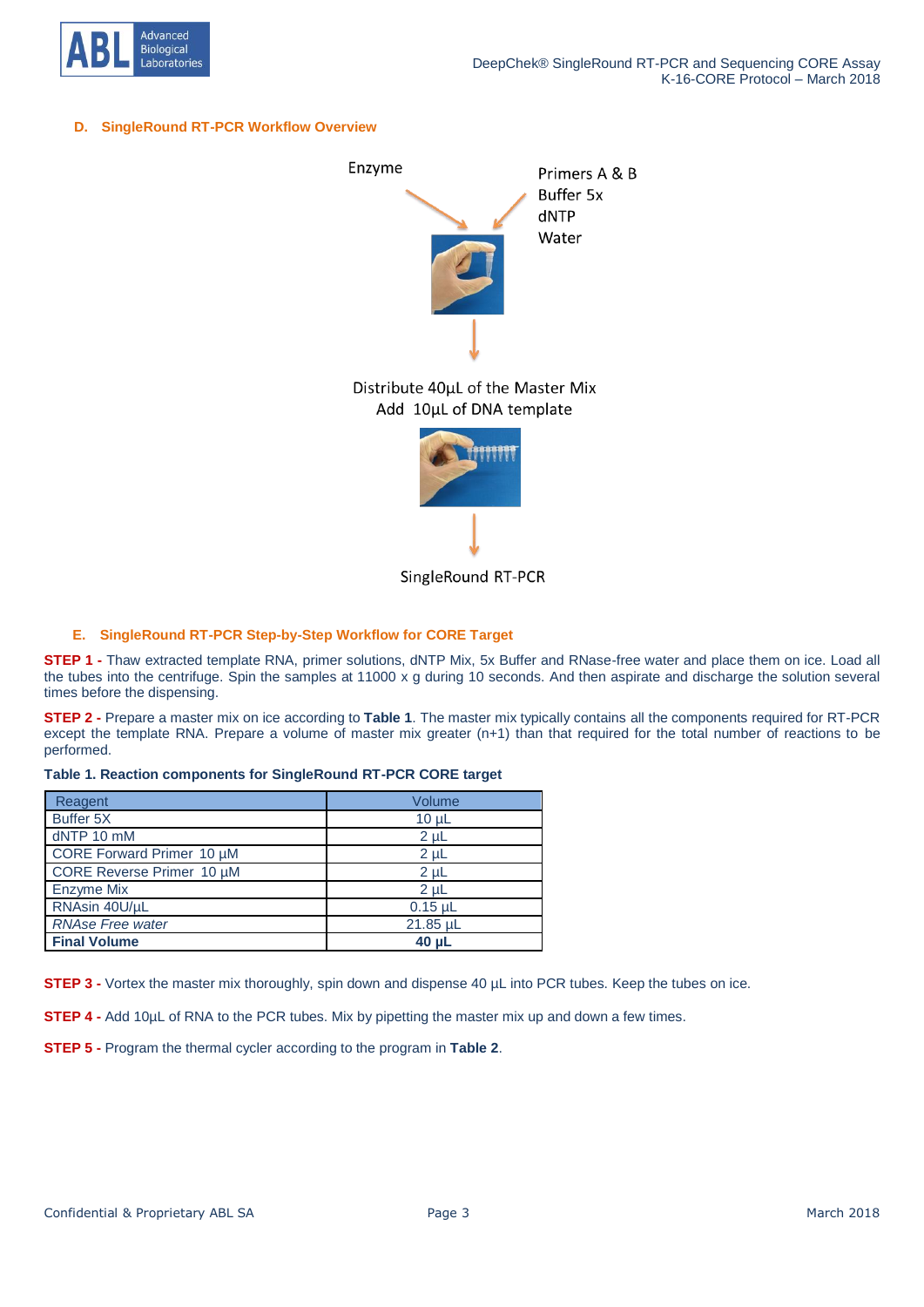### D. SingleRound RT-PCR Workflow Overview

Enzyme

Primers A & B
Buffer 5x
dNTP
Water

Distribute 40µL of the Master Mix
Add 10µL of DNA template

SingleRound RT-PCR

### E. SingleRound RT-PCR Step-by-Step Workflow for CORE Target

**STEP 1 -** Thaw extracted template RNA, primer solutions, dNTP Mix, 5x Buffer and RNase-free water and place them on ice. Load all the tubes into the centrifuge. Spin the samples at 11000 x g during 10 seconds. And then aspirate and discharge the solution several times before the dispensing.

**STEP 2 -** Prepare a master mix on ice according to **Table 1**. The master mix typically contains all the components required for RT-PCR except the template RNA. Prepare a volume of master mix greater (n+1) than that required for the total number of reactions to be performed.

**Table 1. Reaction components for SingleRound RT-PCR CORE target**

| Reagent | Volume |
|---|---|
| Buffer 5X | 10 µL |
| dNTP 10 mM | 2 µL |
| CORE Forward Primer 10 µM | 2 µL |
| CORE Reverse Primer 10 µM | 2 µL |
| Enzyme Mix | 2 µL |
| RNAsin 40U/µL | 0.15 µL |
| *RNAse Free water* | 21.85 µL |
| **Final Volume** | **40 µL** |

**STEP 3 -** Vortex the master mix thoroughly, spin down and dispense 40 µL into PCR tubes. Keep the tubes on ice.

**STEP 4 -** Add 10µL of RNA to the PCR tubes. Mix by pipetting the master mix up and down a few times.

**STEP 5 -** Program the thermal cycler according to the program in **Table 2**.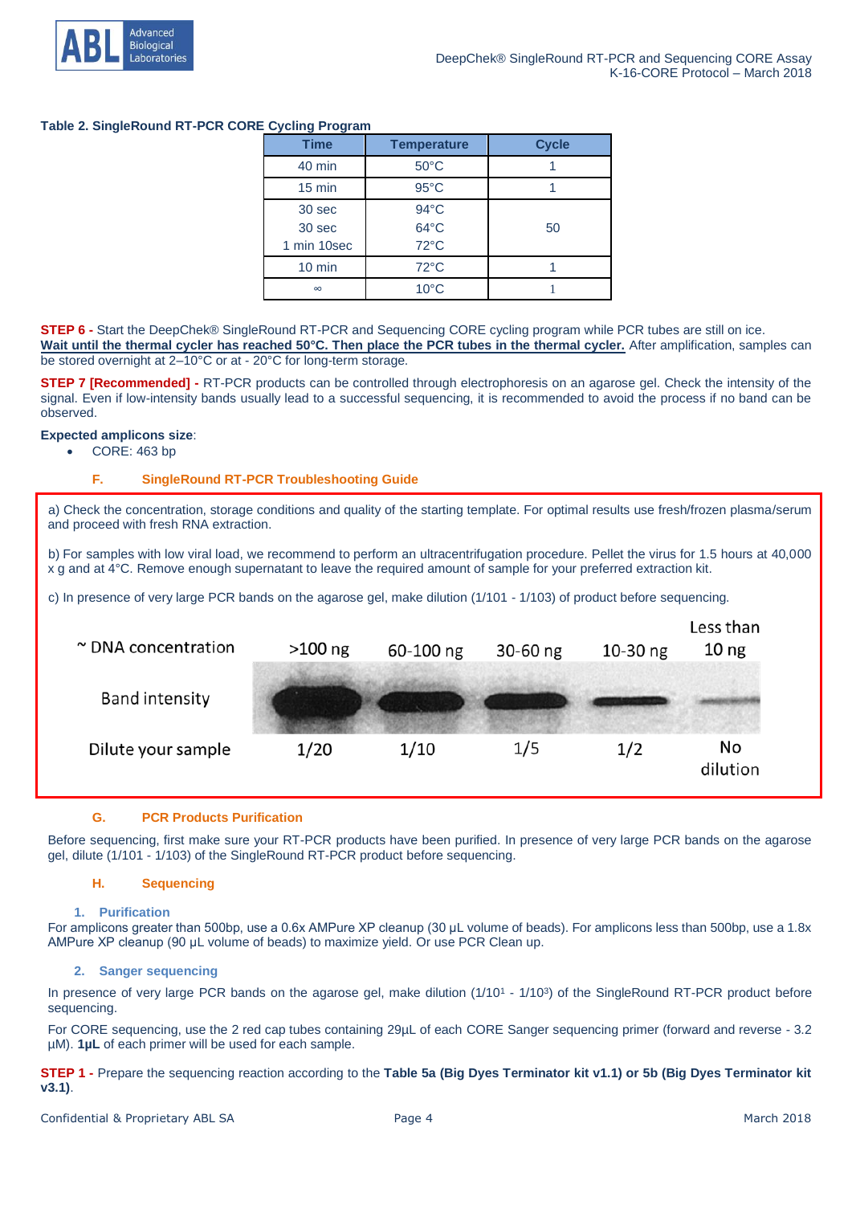**Table 2. SingleRound RT-PCR CORE Cycling Program**

| Time | Temperature | Cycle |
|---|---|---|
| 40 min | 50°C | 1 |
| 15 min | 95°C | 1 |
| 30 sec<br>30 sec<br>1 min 10sec | 94°C<br>64°C<br>72°C | 50 |
| 10 min | 72°C | 1 |
| ∞ | 10°C | 1 |

**STEP 6 -** Start the DeepChek® SingleRound RT-PCR and Sequencing CORE cycling program while PCR tubes are still on ice. **Wait until the thermal cycler has reached 50°C. Then place the PCR tubes in the thermal cycler.** After amplification, samples can be stored overnight at 2–10°C or at - 20°C for long-term storage.

**STEP 7 [Recommended] -** RT-PCR products can be controlled through electrophoresis on an agarose gel. Check the intensity of the signal. Even if low-intensity bands usually lead to a successful sequencing, it is recommended to avoid the process if no band can be observed.

**Expected amplicons size**:

- CORE: 463 bp

### F. SingleRound RT-PCR Troubleshooting Guide

a) Check the concentration, storage conditions and quality of the starting template. For optimal results use fresh/frozen plasma/serum and proceed with fresh RNA extraction.

b) For samples with low viral load, we recommend to perform an ultracentrifugation procedure. Pellet the virus for 1.5 hours at 40,000 x g and at 4°C. Remove enough supernatant to leave the required amount of sample for your preferred extraction kit.

c) In presence of very large PCR bands on the agarose gel, make dilution (1/101 - 1/103) of product before sequencing.

| ~ DNA concentration | >100 ng | 60-100 ng | 30-60 ng | 10-30 ng | Less than 10 ng |
|---|---|---|---|---|---|
| Band intensity | | | | | |
| Dilute your sample | 1/20 | 1/10 | 1/5 | 1/2 | No dilution |

### G. PCR Products Purification

Before sequencing, first make sure your RT-PCR products have been purified. In presence of very large PCR bands on the agarose gel, dilute (1/101 - 1/103) of the SingleRound RT-PCR product before sequencing.

### H. Sequencing

#### 1. Purification

For amplicons greater than 500bp, use a 0.6x AMPure XP cleanup (30 µL volume of beads). For amplicons less than 500bp, use a 1.8x AMPure XP cleanup (90 µL volume of beads) to maximize yield. Or use PCR Clean up.

#### 2. Sanger sequencing

In presence of very large PCR bands on the agarose gel, make dilution ($1/10^1$ - $1/10^3$) of the SingleRound RT-PCR product before sequencing.

For CORE sequencing, use the 2 red cap tubes containing 29µL of each CORE Sanger sequencing primer (forward and reverse - 3.2 µM). **1µL** of each primer will be used for each sample.

**STEP 1 -** Prepare the sequencing reaction according to the **Table 5a (Big Dyes Terminator kit v1.1) or 5b (Big Dyes Terminator kit v3.1)**.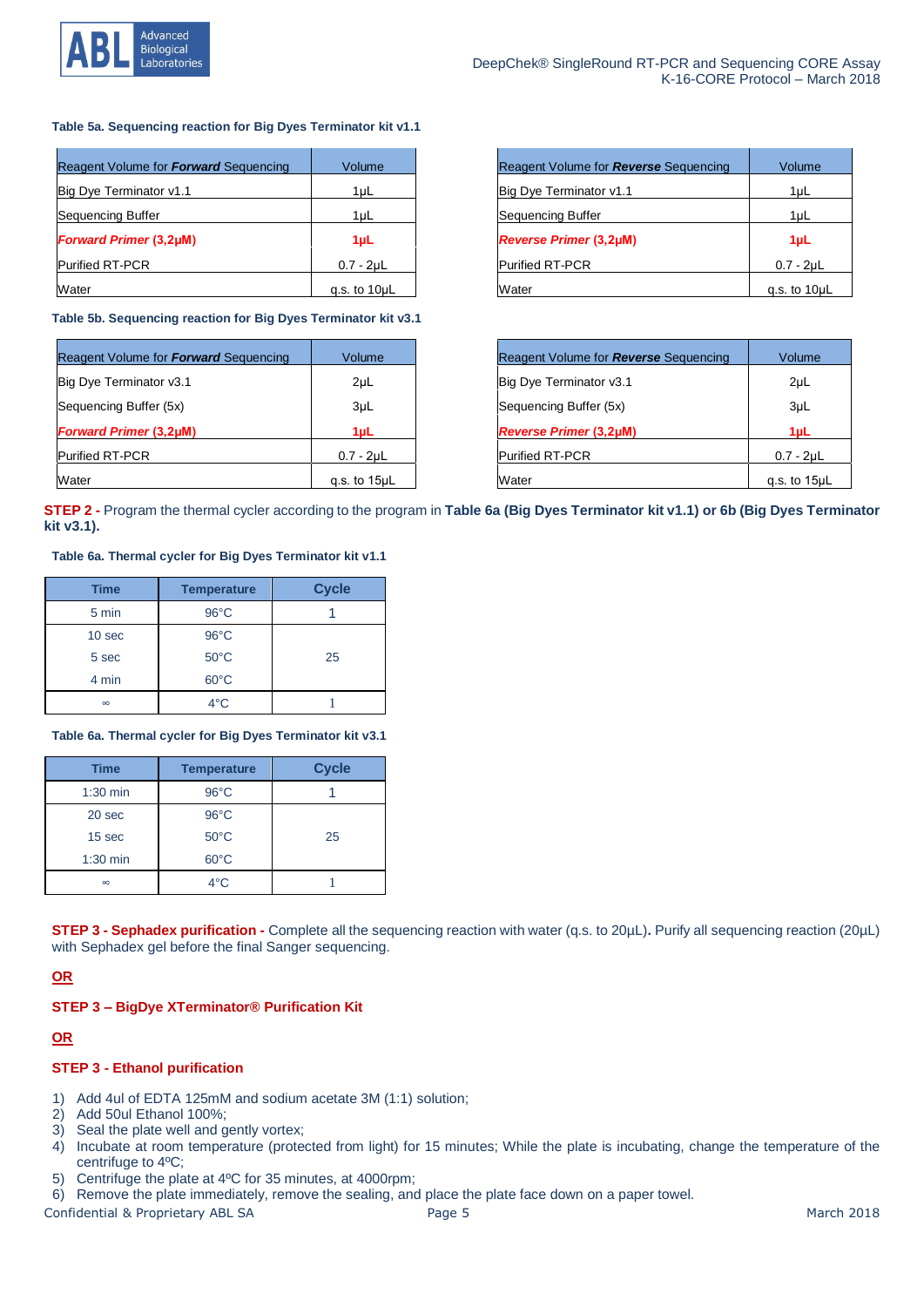**Table 5a. Sequencing reaction for Big Dyes Terminator kit v1.1**

| Reagent Volume for ***Forward*** Sequencing | Volume |
|---|---|
| Big Dye Terminator v1.1 | 1µL |
| Sequencing Buffer | 1µL |
| ***Forward Primer* (3,2µM)** | **1µL** |
| Purified RT-PCR | 0.7 - 2µL |
| Water | q.s. to 10µL |

| Reagent Volume for ***Reverse*** Sequencing | Volume |
|---|---|
| Big Dye Terminator v1.1 | 1µL |
| Sequencing Buffer | 1µL |
| ***Reverse Primer* (3,2µM)** | **1µL** |
| Purified RT-PCR | 0.7 - 2µL |
| Water | q.s. to 10µL |

**Table 5b. Sequencing reaction for Big Dyes Terminator kit v3.1**

| Reagent Volume for ***Forward*** Sequencing | Volume |
|---|---|
| Big Dye Terminator v3.1 | 2µL |
| Sequencing Buffer (5x) | 3µL |
| ***Forward Primer* (3,2µM)** | **1µL** |
| Purified RT-PCR | 0.7 - 2µL |
| Water | q.s. to 15µL |

| Reagent Volume for ***Reverse*** Sequencing | Volume |
|---|---|
| Big Dye Terminator v3.1 | 2µL |
| Sequencing Buffer (5x) | 3µL |
| ***Reverse Primer* (3,2µM)** | **1µL** |
| Purified RT-PCR | 0.7 - 2µL |
| Water | q.s. to 15µL |

**STEP 2 -** Program the thermal cycler according to the program in **Table 6a (Big Dyes Terminator kit v1.1) or 6b (Big Dyes Terminator kit v3.1).**

**Table 6a. Thermal cycler for Big Dyes Terminator kit v1.1**

| Time | Temperature | Cycle |
|---|---|---|
| 5 min | 96°C | 1 |
| 10 sec | 96°C | 25 |
| 5 sec | 50°C | |
| 4 min | 60°C | |
| ∞ | 4°C | 1 |

**Table 6a. Thermal cycler for Big Dyes Terminator kit v3.1**

| Time | Temperature | Cycle |
|---|---|---|
| 1:30 min | 96°C | 1 |
| 20 sec | 96°C | 25 |
| 15 sec | 50°C | |
| 1:30 min | 60°C | |
| ∞ | 4°C | 1 |

**STEP 3 - Sephadex purification -** Complete all the sequencing reaction with water (q.s. to 20µL)**.** Purify all sequencing reaction (20µL) with Sephadex gel before the final Sanger sequencing.

**OR**

**STEP 3 – BigDye XTerminator® Purification Kit**

**OR**

**STEP 3 - Ethanol purification**

1) Add 4ul of EDTA 125mM and sodium acetate 3M (1:1) solution;
2) Add 50ul Ethanol 100%;
3) Seal the plate well and gently vortex;
4) Incubate at room temperature (protected from light) for 15 minutes; While the plate is incubating, change the temperature of the centrifuge to 4ºC;
5) Centrifuge the plate at 4ºC for 35 minutes, at 4000rpm;
6) Remove the plate immediately, remove the sealing, and place the plate face down on a paper towel.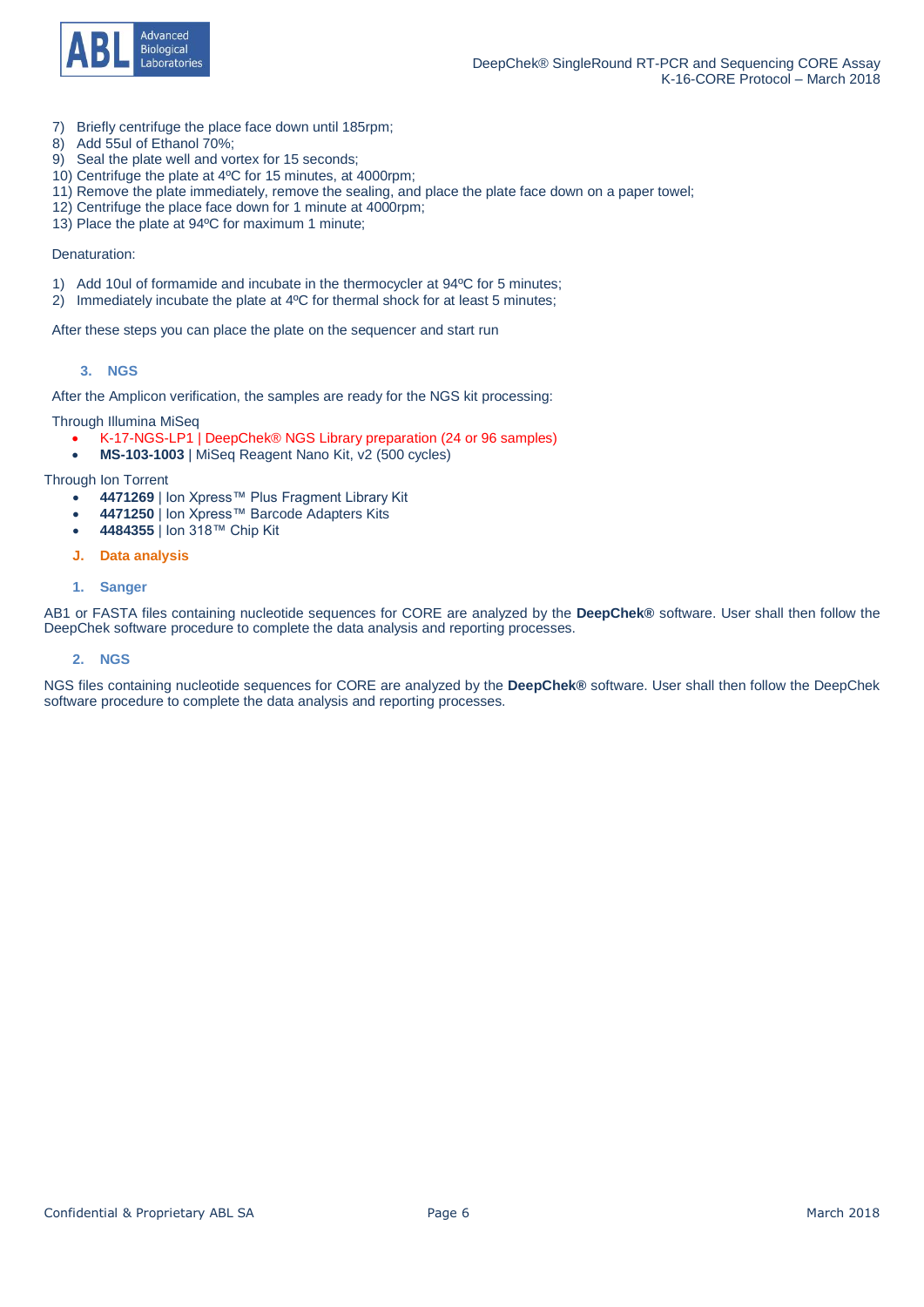7) Briefly centrifuge the place face down until 185rpm;
8) Add 55ul of Ethanol 70%;
9) Seal the plate well and vortex for 15 seconds;
10) Centrifuge the plate at 4ºC for 15 minutes, at 4000rpm;
11) Remove the plate immediately, remove the sealing, and place the plate face down on a paper towel;
12) Centrifuge the place face down for 1 minute at 4000rpm;
13) Place the plate at 94ºC for maximum 1 minute;

Denaturation:

1) Add 10ul of formamide and incubate in the thermocycler at 94ºC for 5 minutes;
2) Immediately incubate the plate at 4ºC for thermal shock for at least 5 minutes;

After these steps you can place the plate on the sequencer and start run

### 3. NGS

After the Amplicon verification, the samples are ready for the NGS kit processing:

Through Illumina MiSeq

- K-17-NGS-LP1 | DeepChek® NGS Library preparation (24 or 96 samples)
- **MS-103-1003** | MiSeq Reagent Nano Kit, v2 (500 cycles)

Through Ion Torrent

- **4471269** | Ion Xpress™ Plus Fragment Library Kit
- **4471250** | Ion Xpress™ Barcode Adapters Kits
- **4484355** | Ion 318™ Chip Kit

## J. Data analysis

### 1. Sanger

AB1 or FASTA files containing nucleotide sequences for CORE are analyzed by the **DeepChek®** software. User shall then follow the DeepChek software procedure to complete the data analysis and reporting processes.

### 2. NGS

NGS files containing nucleotide sequences for CORE are analyzed by the **DeepChek®** software. User shall then follow the DeepChek software procedure to complete the data analysis and reporting processes.